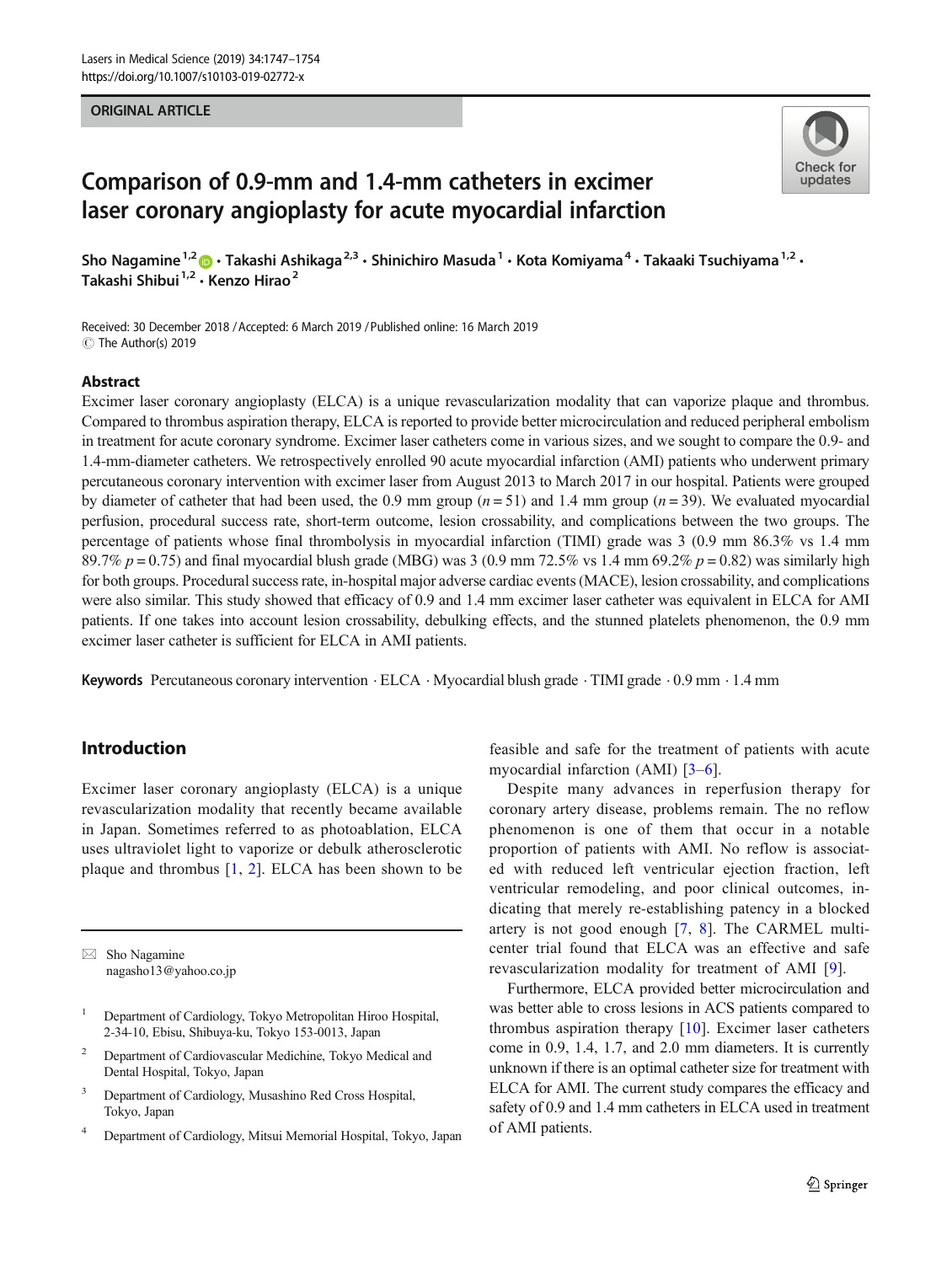ORIGINAL ARTICLE

# Comparison of 0.9-mm and 1.4-mm catheters in excimer laser coronary angioplasty for acute myocardial infarction

**Sho Nagamine**[1,2] · **Takashi Ashikaga**[2,3] · **Shinichiro Masuda**[1] · **Kota Komiyama**[4] · **Takaaki Tsuchiyama**[1,2] · **Takashi Shibui**[1,2] · **Kenzo Hirao**[2]

Received: 30 December 2018 / Accepted: 6 March 2019 / Published online: 16 March 2019
© The Author(s) 2019

## Abstract

Excimer laser coronary angioplasty (ELCA) is a unique revascularization modality that can vaporize plaque and thrombus. Compared to thrombus aspiration therapy, ELCA is reported to provide better microcirculation and reduced peripheral embolism in treatment for acute coronary syndrome. Excimer laser catheters come in various sizes, and we sought to compare the 0.9- and 1.4-mm-diameter catheters. We retrospectively enrolled 90 acute myocardial infarction (AMI) patients who underwent primary percutaneous coronary intervention with excimer laser from August 2013 to March 2017 in our hospital. Patients were grouped by diameter of catheter that had been used, the 0.9 mm group ($n = 51$) and 1.4 mm group ($n = 39$). We evaluated myocardial perfusion, procedural success rate, short-term outcome, lesion crossability, and complications between the two groups. The percentage of patients whose final thrombolysis in myocardial infarction (TIMI) grade was 3 (0.9 mm 86.3% vs 1.4 mm 89.7% $p = 0.75$) and final myocardial blush grade (MBG) was 3 (0.9 mm 72.5% vs 1.4 mm 69.2% $p = 0.82$) was similarly high for both groups. Procedural success rate, in-hospital major adverse cardiac events (MACE), lesion crossability, and complications were also similar. This study showed that efficacy of 0.9 and 1.4 mm excimer laser catheter was equivalent in ELCA for AMI patients. If one takes into account lesion crossability, debulking effects, and the stunned platelets phenomenon, the 0.9 mm excimer laser catheter is sufficient for ELCA in AMI patients.

**Keywords** Percutaneous coronary intervention · ELCA · Myocardial blush grade · TIMI grade · 0.9 mm · 1.4 mm

## Introduction

Excimer laser coronary angioplasty (ELCA) is a unique revascularization modality that recently became available in Japan. Sometimes referred to as photoablation, ELCA uses ultraviolet light to vaporize or debulk atherosclerotic plaque and thrombus [1, 2]. ELCA has been shown to be feasible and safe for the treatment of patients with acute myocardial infarction (AMI) [3–6].

Despite many advances in reperfusion therapy for coronary artery disease, problems remain. The no reflow phenomenon is one of them that occur in a notable proportion of patients with AMI. No reflow is associated with reduced left ventricular ejection fraction, left ventricular remodeling, and poor clinical outcomes, indicating that merely re-establishing patency in a blocked artery is not good enough [7, 8]. The CARMEL multicenter trial found that ELCA was an effective and safe revascularization modality for treatment of AMI [9].

Furthermore, ELCA provided better microcirculation and was better able to cross lesions in ACS patients compared to thrombus aspiration therapy [10]. Excimer laser catheters come in 0.9, 1.4, 1.7, and 2.0 mm diameters. It is currently unknown if there is an optimal catheter size for treatment with ELCA for AMI. The current study compares the efficacy and safety of 0.9 and 1.4 mm catheters in ELCA used in treatment of AMI patients.

---

✉ Sho Nagamine
nagasho13@yahoo.co.jp

[1] Department of Cardiology, Tokyo Metropolitan Hiroo Hospital, 2-34-10, Ebisu, Shibuya-ku, Tokyo 153-0013, Japan

[2] Department of Cardiovascular Medichine, Tokyo Medical and Dental Hospital, Tokyo, Japan

[3] Department of Cardiology, Musashino Red Cross Hospital, Tokyo, Japan

[4] Department of Cardiology, Mitsui Memorial Hospital, Tokyo, Japan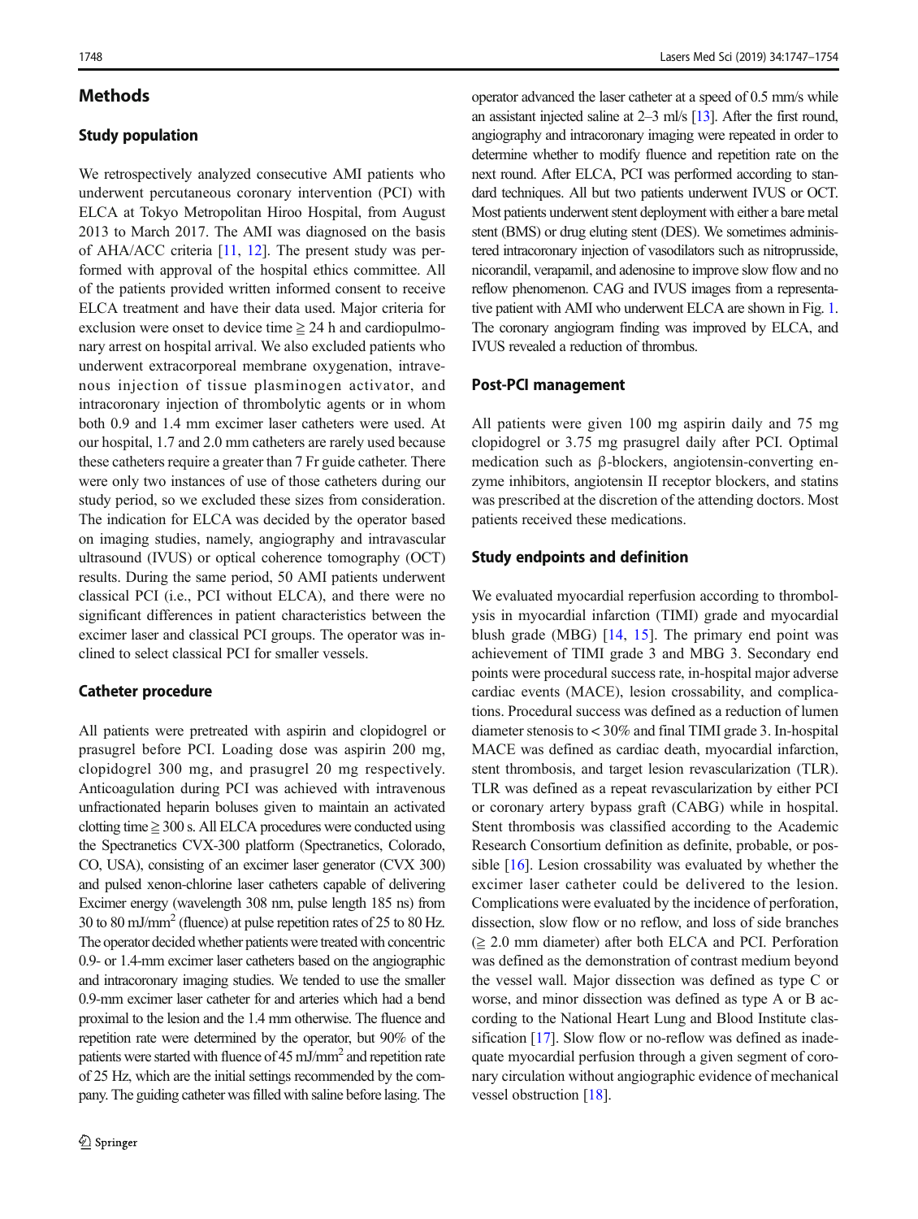## Methods

### Study population

We retrospectively analyzed consecutive AMI patients who underwent percutaneous coronary intervention (PCI) with ELCA at Tokyo Metropolitan Hiroo Hospital, from August 2013 to March 2017. The AMI was diagnosed on the basis of AHA/ACC criteria [11, 12]. The present study was performed with approval of the hospital ethics committee. All of the patients provided written informed consent to receive ELCA treatment and have their data used. Major criteria for exclusion were onset to device time ≧ 24 h and cardiopulmonary arrest on hospital arrival. We also excluded patients who underwent extracorporeal membrane oxygenation, intravenous injection of tissue plasminogen activator, and intracoronary injection of thrombolytic agents or in whom both 0.9 and 1.4 mm excimer laser catheters were used. At our hospital, 1.7 and 2.0 mm catheters are rarely used because these catheters require a greater than 7 Fr guide catheter. There were only two instances of use of those catheters during our study period, so we excluded these sizes from consideration. The indication for ELCA was decided by the operator based on imaging studies, namely, angiography and intravascular ultrasound (IVUS) or optical coherence tomography (OCT) results. During the same period, 50 AMI patients underwent classical PCI (i.e., PCI without ELCA), and there were no significant differences in patient characteristics between the excimer laser and classical PCI groups. The operator was inclined to select classical PCI for smaller vessels.

### Catheter procedure

All patients were pretreated with aspirin and clopidogrel or prasugrel before PCI. Loading dose was aspirin 200 mg, clopidogrel 300 mg, and prasugrel 20 mg respectively. Anticoagulation during PCI was achieved with intravenous unfractionated heparin boluses given to maintain an activated clotting time ≧ 300 s. All ELCA procedures were conducted using the Spectranetics CVX-300 platform (Spectranetics, Colorado, CO, USA), consisting of an excimer laser generator (CVX 300) and pulsed xenon-chlorine laser catheters capable of delivering Excimer energy (wavelength 308 nm, pulse length 185 ns) from 30 to 80 mJ/mm$^2$ (fluence) at pulse repetition rates of 25 to 80 Hz. The operator decided whether patients were treated with concentric 0.9- or 1.4-mm excimer laser catheters based on the angiographic and intracoronary imaging studies. We tended to use the smaller 0.9-mm excimer laser catheter for and arteries which had a bend proximal to the lesion and the 1.4 mm otherwise. The fluence and repetition rate were determined by the operator, but 90% of the patients were started with fluence of 45 mJ/mm$^2$ and repetition rate of 25 Hz, which are the initial settings recommended by the company. The guiding catheter was filled with saline before lasing. The operator advanced the laser catheter at a speed of 0.5 mm/s while an assistant injected saline at 2–3 ml/s [13]. After the first round, angiography and intracoronary imaging were repeated in order to determine whether to modify fluence and repetition rate on the next round. After ELCA, PCI was performed according to standard techniques. All but two patients underwent IVUS or OCT. Most patients underwent stent deployment with either a bare metal stent (BMS) or drug eluting stent (DES). We sometimes administered intracoronary injection of vasodilators such as nitroprusside, nicorandil, verapamil, and adenosine to improve slow flow and no reflow phenomenon. CAG and IVUS images from a representative patient with AMI who underwent ELCA are shown in Fig. 1. The coronary angiogram finding was improved by ELCA, and IVUS revealed a reduction of thrombus.

### Post-PCI management

All patients were given 100 mg aspirin daily and 75 mg clopidogrel or 3.75 mg prasugrel daily after PCI. Optimal medication such as β-blockers, angiotensin-converting enzyme inhibitors, angiotensin II receptor blockers, and statins was prescribed at the discretion of the attending doctors. Most patients received these medications.

### Study endpoints and definition

We evaluated myocardial reperfusion according to thrombolysis in myocardial infarction (TIMI) grade and myocardial blush grade (MBG) [14, 15]. The primary end point was achievement of TIMI grade 3 and MBG 3. Secondary end points were procedural success rate, in-hospital major adverse cardiac events (MACE), lesion crossability, and complications. Procedural success was defined as a reduction of lumen diameter stenosis to < 30% and final TIMI grade 3. In-hospital MACE was defined as cardiac death, myocardial infarction, stent thrombosis, and target lesion revascularization (TLR). TLR was defined as a repeat revascularization by either PCI or coronary artery bypass graft (CABG) while in hospital. Stent thrombosis was classified according to the Academic Research Consortium definition as definite, probable, or possible [16]. Lesion crossability was evaluated by whether the excimer laser catheter could be delivered to the lesion. Complications were evaluated by the incidence of perforation, dissection, slow flow or no reflow, and loss of side branches (≧ 2.0 mm diameter) after both ELCA and PCI. Perforation was defined as the demonstration of contrast medium beyond the vessel wall. Major dissection was defined as type C or worse, and minor dissection was defined as type A or B according to the National Heart Lung and Blood Institute classification [17]. Slow flow or no-reflow was defined as inadequate myocardial perfusion through a given segment of coronary circulation without angiographic evidence of mechanical vessel obstruction [18].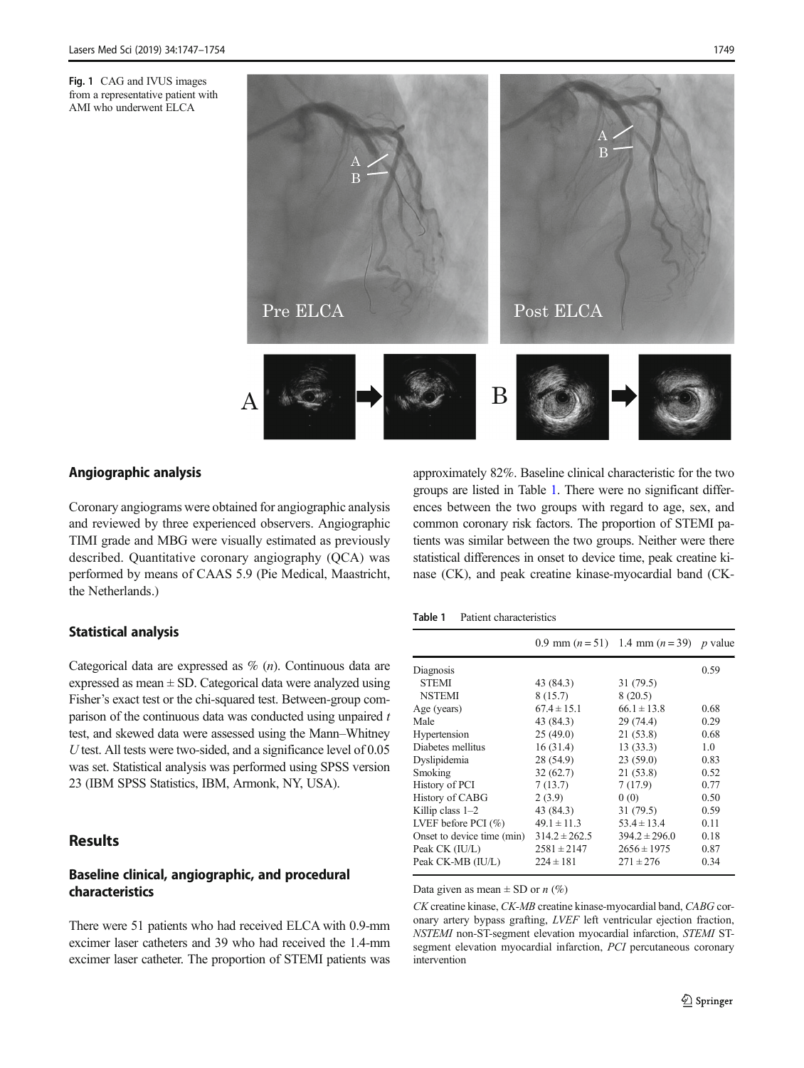Fig. 1 CAG and IVUS images from a representative patient with AMI who underwent ELCA

## Angiographic analysis

Coronary angiograms were obtained for angiographic analysis and reviewed by three experienced observers. Angiographic TIMI grade and MBG were visually estimated as previously described. Quantitative coronary angiography (QCA) was performed by means of CAAS 5.9 (Pie Medical, Maastricht, the Netherlands.)

## Statistical analysis

Categorical data are expressed as % (*n*). Continuous data are expressed as mean ± SD. Categorical data were analyzed using Fisher's exact test or the chi-squared test. Between-group comparison of the continuous data was conducted using unpaired *t* test, and skewed data were assessed using the Mann–Whitney *U* test. All tests were two-sided, and a significance level of 0.05 was set. Statistical analysis was performed using SPSS version 23 (IBM SPSS Statistics, IBM, Armonk, NY, USA).

# Results

## Baseline clinical, angiographic, and procedural characteristics

There were 51 patients who had received ELCA with 0.9-mm excimer laser catheters and 39 who had received the 1.4-mm excimer laser catheter. The proportion of STEMI patients was approximately 82%. Baseline clinical characteristic for the two groups are listed in Table 1. There were no significant differences between the two groups with regard to age, sex, and common coronary risk factors. The proportion of STEMI patients was similar between the two groups. Neither were there statistical differences in onset to device time, peak creatine kinase (CK), and peak creatine kinase-myocardial band (CK-

**Table 1** Patient characteristics

| | 0.9 mm ($n = 51$) | 1.4 mm ($n = 39$) | *p* value |
|---|---|---|---|
| Diagnosis | | | 0.59 |
| STEMI | 43 (84.3) | 31 (79.5) | |
| NSTEMI | 8 (15.7) | 8 (20.5) | |
| Age (years) | 67.4 ± 15.1 | 66.1 ± 13.8 | 0.68 |
| Male | 43 (84.3) | 29 (74.4) | 0.29 |
| Hypertension | 25 (49.0) | 21 (53.8) | 0.68 |
| Diabetes mellitus | 16 (31.4) | 13 (33.3) | 1.0 |
| Dyslipidemia | 28 (54.9) | 23 (59.0) | 0.83 |
| Smoking | 32 (62.7) | 21 (53.8) | 0.52 |
| History of PCI | 7 (13.7) | 7 (17.9) | 0.77 |
| History of CABG | 2 (3.9) | 0 (0) | 0.50 |
| Killip class 1–2 | 43 (84.3) | 31 (79.5) | 0.59 |
| LVEF before PCI (%) | 49.1 ± 11.3 | 53.4 ± 13.4 | 0.11 |
| Onset to device time (min) | 314.2 ± 262.5 | 394.2 ± 296.0 | 0.18 |
| Peak CK (IU/L) | 2581 ± 2147 | 2656 ± 1975 | 0.87 |
| Peak CK-MB (IU/L) | 224 ± 181 | 271 ± 276 | 0.34 |

Data given as mean ± SD or *n* (%)

*CK* creatine kinase, *CK-MB* creatine kinase-myocardial band, *CABG* coronary artery bypass grafting, *LVEF* left ventricular ejection fraction, *NSTEMI* non-ST-segment elevation myocardial infarction, *STEMI* ST-segment elevation myocardial infarction, *PCI* percutaneous coronary intervention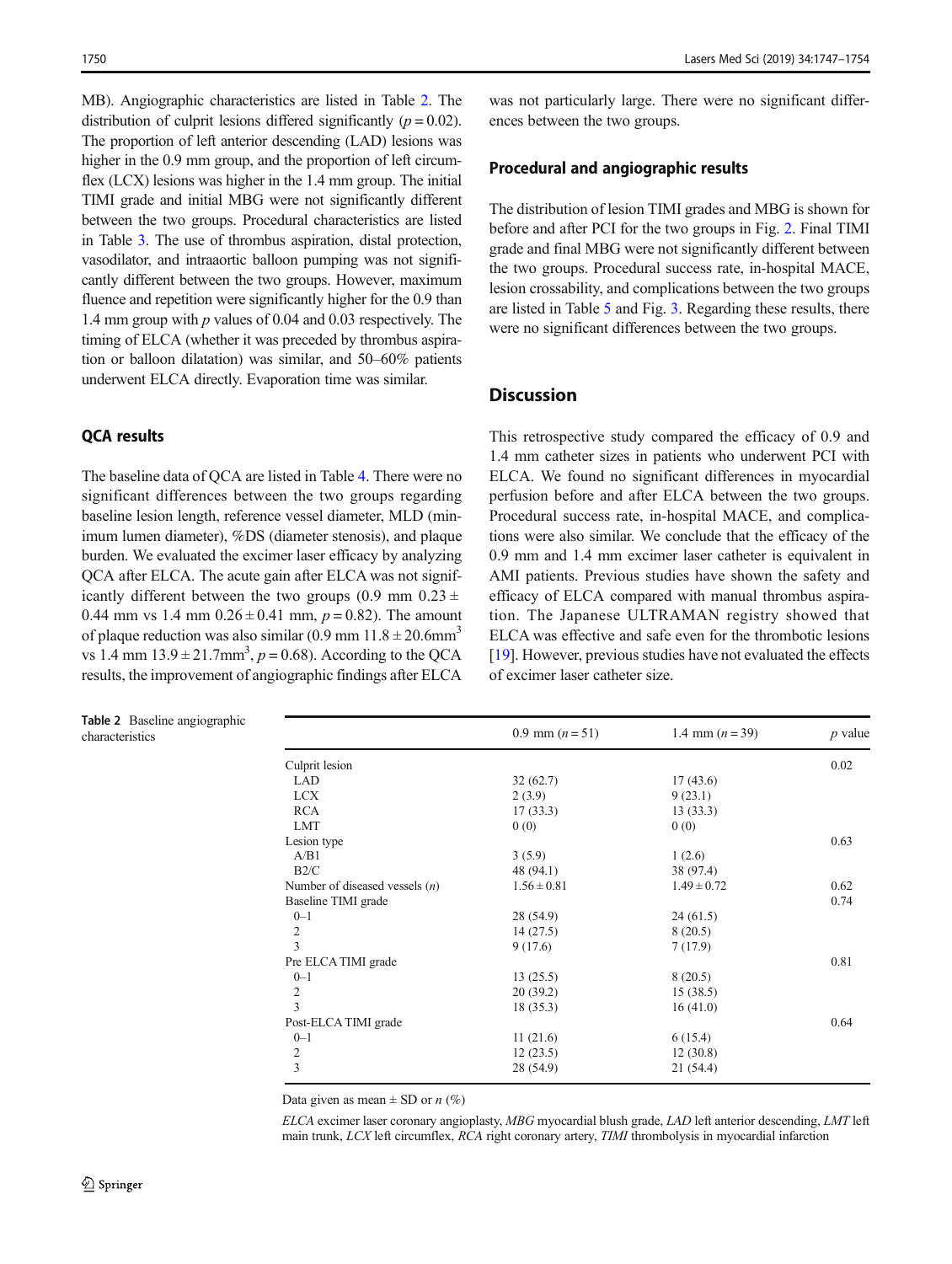MB). Angiographic characteristics are listed in Table 2. The distribution of culprit lesions differed significantly ($p = 0.02$). The proportion of left anterior descending (LAD) lesions was higher in the 0.9 mm group, and the proportion of left circumflex (LCX) lesions was higher in the 1.4 mm group. The initial TIMI grade and initial MBG were not significantly different between the two groups. Procedural characteristics are listed in Table 3. The use of thrombus aspiration, distal protection, vasodilator, and intraaortic balloon pumping was not significantly different between the two groups. However, maximum fluence and repetition were significantly higher for the 0.9 than 1.4 mm group with $p$ values of 0.04 and 0.03 respectively. The timing of ELCA (whether it was preceded by thrombus aspiration or balloon dilatation) was similar, and 50–60% patients underwent ELCA directly. Evaporation time was similar.

### QCA results

The baseline data of QCA are listed in Table 4. There were no significant differences between the two groups regarding baseline lesion length, reference vessel diameter, MLD (minimum lumen diameter), %DS (diameter stenosis), and plaque burden. We evaluated the excimer laser efficacy by analyzing QCA after ELCA. The acute gain after ELCA was not significantly different between the two groups (0.9 mm $0.23 \pm 0.44$ mm vs 1.4 mm $0.26 \pm 0.41$ mm, $p = 0.82$). The amount of plaque reduction was also similar (0.9 mm $11.8 \pm 20.6\text{mm}^3$ vs 1.4 mm $13.9 \pm 21.7\text{mm}^3$, $p = 0.68$). According to the QCA results, the improvement of angiographic findings after ELCA was not particularly large. There were no significant differences between the two groups.

### Procedural and angiographic results

The distribution of lesion TIMI grades and MBG is shown for before and after PCI for the two groups in Fig. 2. Final TIMI grade and final MBG were not significantly different between the two groups. Procedural success rate, in-hospital MACE, lesion crossability, and complications between the two groups are listed in Table 5 and Fig. 3. Regarding these results, there were no significant differences between the two groups.

## Discussion

This retrospective study compared the efficacy of 0.9 and 1.4 mm catheter sizes in patients who underwent PCI with ELCA. We found no significant differences in myocardial perfusion before and after ELCA between the two groups. Procedural success rate, in-hospital MACE, and complications were also similar. We conclude that the efficacy of the 0.9 mm and 1.4 mm excimer laser catheter is equivalent in AMI patients. Previous studies have shown the safety and efficacy of ELCA compared with manual thrombus aspiration. The Japanese ULTRAMAN registry showed that ELCA was effective and safe even for the thrombotic lesions [19]. However, previous studies have not evaluated the effects of excimer laser catheter size.

**Table 2** Baseline angiographic characteristics

| | 0.9 mm ($n = 51$) | 1.4 mm ($n = 39$) | $p$ value |
|---|---|---|---|
| Culprit lesion | | | 0.02 |
| LAD | 32 (62.7) | 17 (43.6) | |
| LCX | 2 (3.9) | 9 (23.1) | |
| RCA | 17 (33.3) | 13 (33.3) | |
| LMT | 0 (0) | 0 (0) | |
| Lesion type | | | 0.63 |
| A/B1 | 3 (5.9) | 1 (2.6) | |
| B2/C | 48 (94.1) | 38 (97.4) | |
| Number of diseased vessels ($n$) | $1.56 \pm 0.81$ | $1.49 \pm 0.72$ | 0.62 |
| Baseline TIMI grade | | | 0.74 |
| 0–1 | 28 (54.9) | 24 (61.5) | |
| 2 | 14 (27.5) | 8 (20.5) | |
| 3 | 9 (17.6) | 7 (17.9) | |
| Pre ELCA TIMI grade | | | 0.81 |
| 0–1 | 13 (25.5) | 8 (20.5) | |
| 2 | 20 (39.2) | 15 (38.5) | |
| 3 | 18 (35.3) | 16 (41.0) | |
| Post-ELCA TIMI grade | | | 0.64 |
| 0–1 | 11 (21.6) | 6 (15.4) | |
| 2 | 12 (23.5) | 12 (30.8) | |
| 3 | 28 (54.9) | 21 (54.4) | |

Data given as mean ± SD or $n$ (%)

*ELCA* excimer laser coronary angioplasty, *MBG* myocardial blush grade, *LAD* left anterior descending, *LMT* left main trunk, *LCX* left circumflex, *RCA* right coronary artery, *TIMI* thrombolysis in myocardial infarction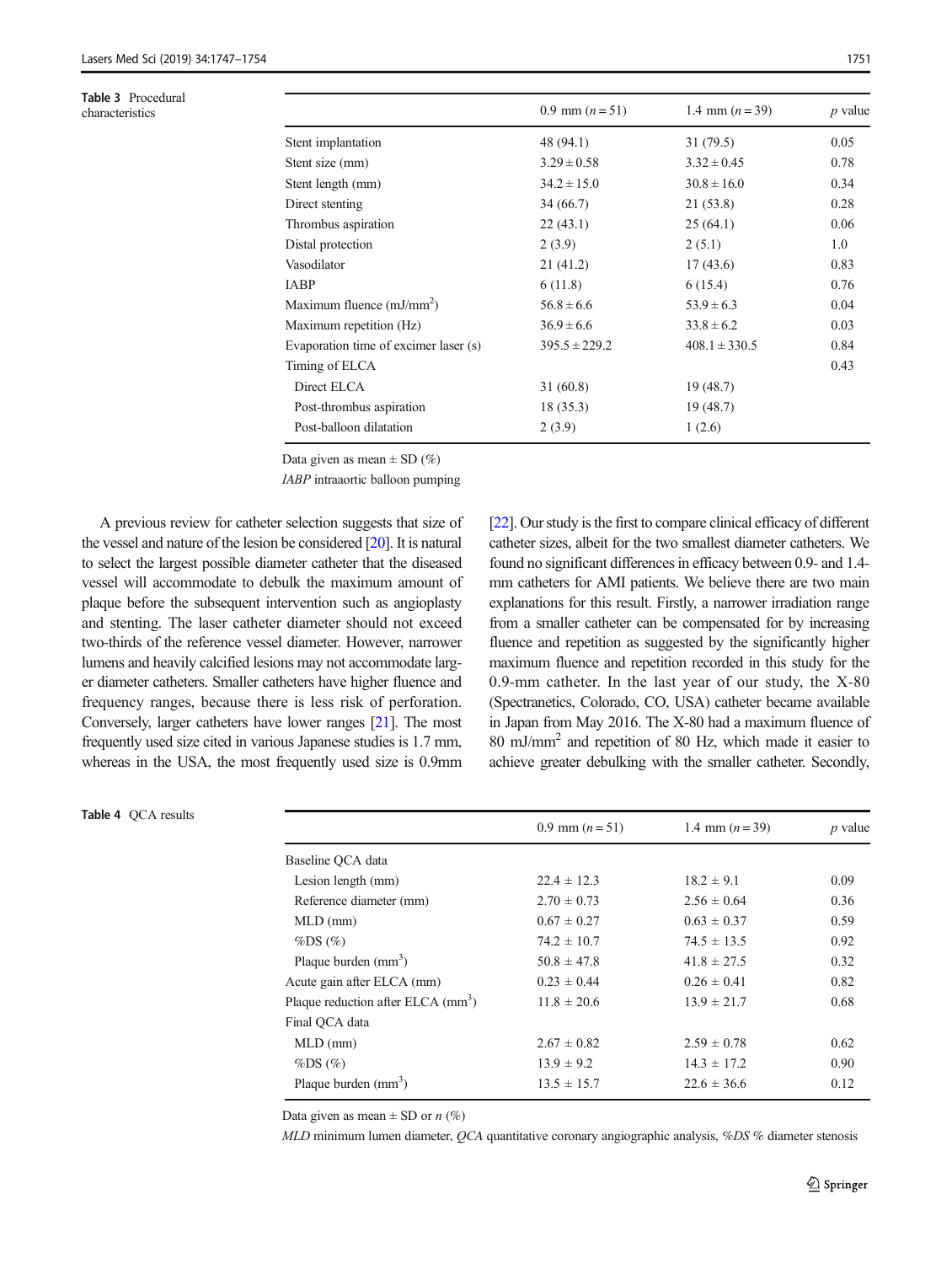**Table 3** Procedural characteristics

| | 0.9 mm ($n = 51$) | 1.4 mm ($n = 39$) | $p$ value |
|---|---|---|---|
| Stent implantation | 48 (94.1) | 31 (79.5) | 0.05 |
| Stent size (mm) | 3.29 ± 0.58 | 3.32 ± 0.45 | 0.78 |
| Stent length (mm) | 34.2 ± 15.0 | 30.8 ± 16.0 | 0.34 |
| Direct stenting | 34 (66.7) | 21 (53.8) | 0.28 |
| Thrombus aspiration | 22 (43.1) | 25 (64.1) | 0.06 |
| Distal protection | 2 (3.9) | 2 (5.1) | 1.0 |
| Vasodilator | 21 (41.2) | 17 (43.6) | 0.83 |
| IABP | 6 (11.8) | 6 (15.4) | 0.76 |
| Maximum fluence (mJ/mm$^2$) | 56.8 ± 6.6 | 53.9 ± 6.3 | 0.04 |
| Maximum repetition (Hz) | 36.9 ± 6.6 | 33.8 ± 6.2 | 0.03 |
| Evaporation time of excimer laser (s) | 395.5 ± 229.2 | 408.1 ± 330.5 | 0.84 |
| Timing of ELCA | | | 0.43 |
| Direct ELCA | 31 (60.8) | 19 (48.7) | |
| Post-thrombus aspiration | 18 (35.3) | 19 (48.7) | |
| Post-balloon dilatation | 2 (3.9) | 1 (2.6) | |

Data given as mean ± SD (%)

*IABP* intraaortic balloon pumping

A previous review for catheter selection suggests that size of the vessel and nature of the lesion be considered [20]. It is natural to select the largest possible diameter catheter that the diseased vessel will accommodate to debulk the maximum amount of plaque before the subsequent intervention such as angioplasty and stenting. The laser catheter diameter should not exceed two-thirds of the reference vessel diameter. However, narrower lumens and heavily calcified lesions may not accommodate larger diameter catheters. Smaller catheters have higher fluence and frequency ranges, because there is less risk of perforation. Conversely, larger catheters have lower ranges [21]. The most frequently used size cited in various Japanese studies is 1.7 mm, whereas in the USA, the most frequently used size is 0.9mm [22]. Our study is the first to compare clinical efficacy of different catheter sizes, albeit for the two smallest diameter catheters. We found no significant differences in efficacy between 0.9- and 1.4-mm catheters for AMI patients. We believe there are two main explanations for this result. Firstly, a narrower irradiation range from a smaller catheter can be compensated for by increasing fluence and repetition as suggested by the significantly higher maximum fluence and repetition recorded in this study for the 0.9-mm catheter. In the last year of our study, the X-80 (Spectranetics, Colorado, CO, USA) catheter became available in Japan from May 2016. The X-80 had a maximum fluence of 80 mJ/mm$^2$ and repetition of 80 Hz, which made it easier to achieve greater debulking with the smaller catheter. Secondly,

**Table 4** QCA results

| | 0.9 mm ($n = 51$) | 1.4 mm ($n = 39$) | $p$ value |
|---|---|---|---|
| Baseline QCA data | | | |
| Lesion length (mm) | 22.4 ± 12.3 | 18.2 ± 9.1 | 0.09 |
| Reference diameter (mm) | 2.70 ± 0.73 | 2.56 ± 0.64 | 0.36 |
| MLD (mm) | 0.67 ± 0.27 | 0.63 ± 0.37 | 0.59 |
| %DS (%) | 74.2 ± 10.7 | 74.5 ± 13.5 | 0.92 |
| Plaque burden (mm$^3$) | 50.8 ± 47.8 | 41.8 ± 27.5 | 0.32 |
| Acute gain after ELCA (mm) | 0.23 ± 0.44 | 0.26 ± 0.41 | 0.82 |
| Plaque reduction after ELCA (mm$^3$) | 11.8 ± 20.6 | 13.9 ± 21.7 | 0.68 |
| Final QCA data | | | |
| MLD (mm) | 2.67 ± 0.82 | 2.59 ± 0.78 | 0.62 |
| %DS (%) | 13.9 ± 9.2 | 14.3 ± 17.2 | 0.90 |
| Plaque burden (mm$^3$) | 13.5 ± 15.7 | 22.6 ± 36.6 | 0.12 |

Data given as mean ± SD or $n$ (%)

*MLD* minimum lumen diameter, *QCA* quantitative coronary angiographic analysis, *%DS* % diameter stenosis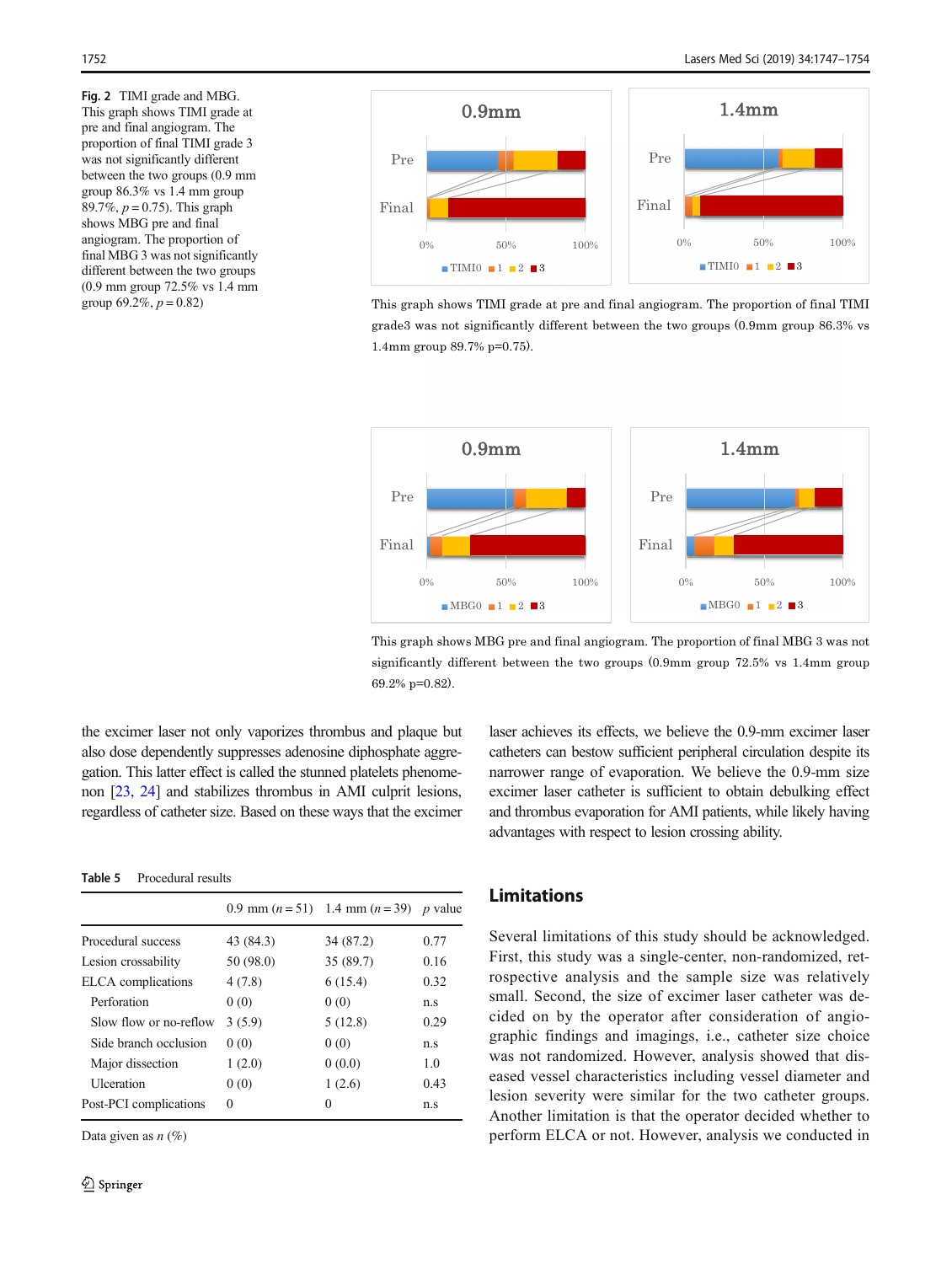**Fig. 2** TIMI grade and MBG. This graph shows TIMI grade at pre and final angiogram. The proportion of final TIMI grade 3 was not significantly different between the two groups (0.9 mm group 86.3% vs 1.4 mm group 89.7%, $p = 0.75$). This graph shows MBG pre and final angiogram. The proportion of final MBG 3 was not significantly different between the two groups (0.9 mm group 72.5% vs 1.4 mm group 69.2%, $p = 0.82$)

This graph shows TIMI grade at pre and final angiogram. The proportion of final TIMI grade3 was not significantly different between the two groups (0.9mm group 86.3% vs 1.4mm group 89.7% p=0.75).

This graph shows MBG pre and final angiogram. The proportion of final MBG 3 was not significantly different between the two groups (0.9mm group 72.5% vs 1.4mm group 69.2% p=0.82).

the excimer laser not only vaporizes thrombus and plaque but also dose dependently suppresses adenosine diphosphate aggregation. This latter effect is called the stunned platelets phenomenon [23, 24] and stabilizes thrombus in AMI culprit lesions, regardless of catheter size. Based on these ways that the excimer laser achieves its effects, we believe the 0.9-mm excimer laser catheters can bestow sufficient peripheral circulation despite its narrower range of evaporation. We believe the 0.9-mm size excimer laser catheter is sufficient to obtain debulking effect and thrombus evaporation for AMI patients, while likely having advantages with respect to lesion crossing ability.

**Table 5** Procedural results

| | 0.9 mm ($n = 51$) | 1.4 mm ($n = 39$) | $p$ value |
|---|---|---|---|
| Procedural success | 43 (84.3) | 34 (87.2) | 0.77 |
| Lesion crossability | 50 (98.0) | 35 (89.7) | 0.16 |
| ELCA complications | 4 (7.8) | 6 (15.4) | 0.32 |
| Perforation | 0 (0) | 0 (0) | n.s |
| Slow flow or no-reflow | 3 (5.9) | 5 (12.8) | 0.29 |
| Side branch occlusion | 0 (0) | 0 (0) | n.s |
| Major dissection | 1 (2.0) | 0 (0.0) | 1.0 |
| Ulceration | 0 (0) | 1 (2.6) | 0.43 |
| Post-PCI complications | 0 | 0 | n.s |

Data given as $n$ (%)

## Limitations

Several limitations of this study should be acknowledged. First, this study was a single-center, non-randomized, retrospective analysis and the sample size was relatively small. Second, the size of excimer laser catheter was decided on by the operator after consideration of angiographic findings and imagings, i.e., catheter size choice was not randomized. However, analysis showed that diseased vessel characteristics including vessel diameter and lesion severity were similar for the two catheter groups. Another limitation is that the operator decided whether to perform ELCA or not. However, analysis we conducted in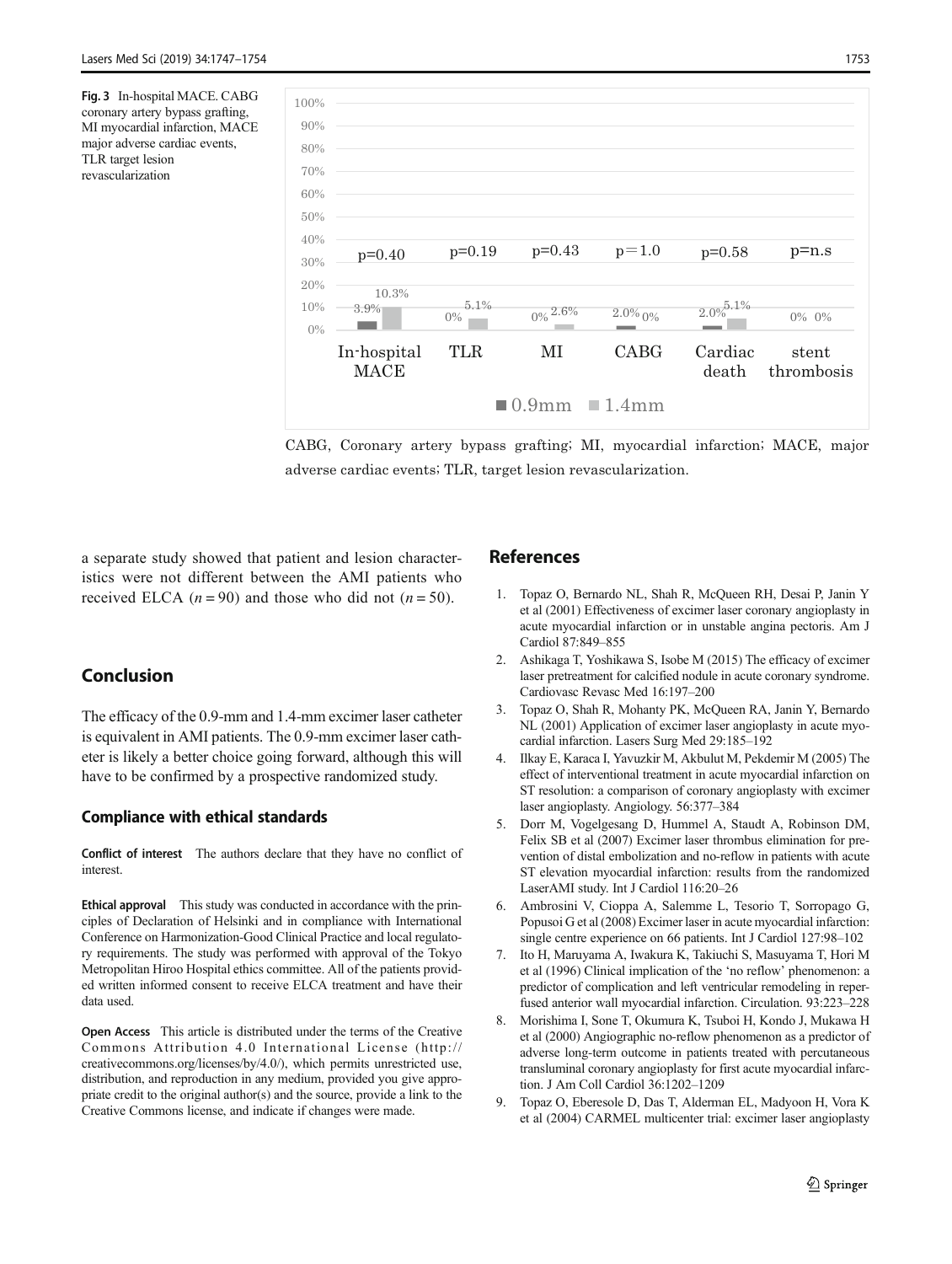**Fig. 3** In-hospital MACE. CABG coronary artery bypass grafting, MI myocardial infarction, MACE major adverse cardiac events, TLR target lesion revascularization

| | In-hospital MACE | TLR | MI | CABG | Cardiac death | stent thrombosis |
|---|---|---|---|---|---|---|
| 0.9mm | 3.9% | 0% | 0% | 2.0% | 2.0% | 0% |
| 1.4mm | 10.3% | 5.1% | 2.6% | 0% | 5.1% | 0% |
| p | p=0.40 | p=0.19 | p=0.43 | p = 1.0 | p=0.58 | p=n.s |

CABG, Coronary artery bypass grafting; MI, myocardial infarction; MACE, major adverse cardiac events; TLR, target lesion revascularization.

a separate study showed that patient and lesion characteristics were not different between the AMI patients who received ELCA ($n = 90$) and those who did not ($n = 50$).

## Conclusion

The efficacy of the 0.9-mm and 1.4-mm excimer laser catheter is equivalent in AMI patients. The 0.9-mm excimer laser catheter is likely a better choice going forward, although this will have to be confirmed by a prospective randomized study.

### Compliance with ethical standards

**Conflict of interest** The authors declare that they have no conflict of interest.

**Ethical approval** This study was conducted in accordance with the principles of Declaration of Helsinki and in compliance with International Conference on Harmonization-Good Clinical Practice and local regulatory requirements. The study was performed with approval of the Tokyo Metropolitan Hiroo Hospital ethics committee. All of the patients provided written informed consent to receive ELCA treatment and have their data used.

**Open Access** This article is distributed under the terms of the Creative Commons Attribution 4.0 International License (http://creativecommons.org/licenses/by/4.0/), which permits unrestricted use, distribution, and reproduction in any medium, provided you give appropriate credit to the original author(s) and the source, provide a link to the Creative Commons license, and indicate if changes were made.

## References

1. Topaz O, Bernardo NL, Shah R, McQueen RH, Desai P, Janin Y et al (2001) Effectiveness of excimer laser coronary angioplasty in acute myocardial infarction or in unstable angina pectoris. Am J Cardiol 87:849–855
2. Ashikaga T, Yoshikawa S, Isobe M (2015) The efficacy of excimer laser pretreatment for calcified nodule in acute coronary syndrome. Cardiovasc Revasc Med 16:197–200
3. Topaz O, Shah R, Mohanty PK, McQueen RA, Janin Y, Bernardo NL (2001) Application of excimer laser angioplasty in acute myocardial infarction. Lasers Surg Med 29:185–192
4. Ilkay E, Karaca I, Yavuzkir M, Akbulut M, Pekdemir M (2005) The effect of interventional treatment in acute myocardial infarction on ST resolution: a comparison of coronary angioplasty with excimer laser angioplasty. Angiology. 56:377–384
5. Dorr M, Vogelgesang D, Hummel A, Staudt A, Robinson DM, Felix SB et al (2007) Excimer laser thrombus elimination for prevention of distal embolization and no-reflow in patients with acute ST elevation myocardial infarction: results from the randomized LaserAMI study. Int J Cardiol 116:20–26
6. Ambrosini V, Cioppa A, Salemme L, Tesorio T, Sorropago G, Popusoi G et al (2008) Excimer laser in acute myocardial infarction: single centre experience on 66 patients. Int J Cardiol 127:98–102
7. Ito H, Maruyama A, Iwakura K, Takiuchi S, Masuyama T, Hori M et al (1996) Clinical implication of the 'no reflow' phenomenon: a predictor of complication and left ventricular remodeling in reperfused anterior wall myocardial infarction. Circulation. 93:223–228
8. Morishima I, Sone T, Okumura K, Tsuboi H, Kondo J, Mukawa H et al (2000) Angiographic no-reflow phenomenon as a predictor of adverse long-term outcome in patients treated with percutaneous transluminal coronary angioplasty for first acute myocardial infarction. J Am Coll Cardiol 36:1202–1209
9. Topaz O, Eberesole D, Das T, Alderman EL, Madyoon H, Vora K et al (2004) CARMEL multicenter trial: excimer laser angioplasty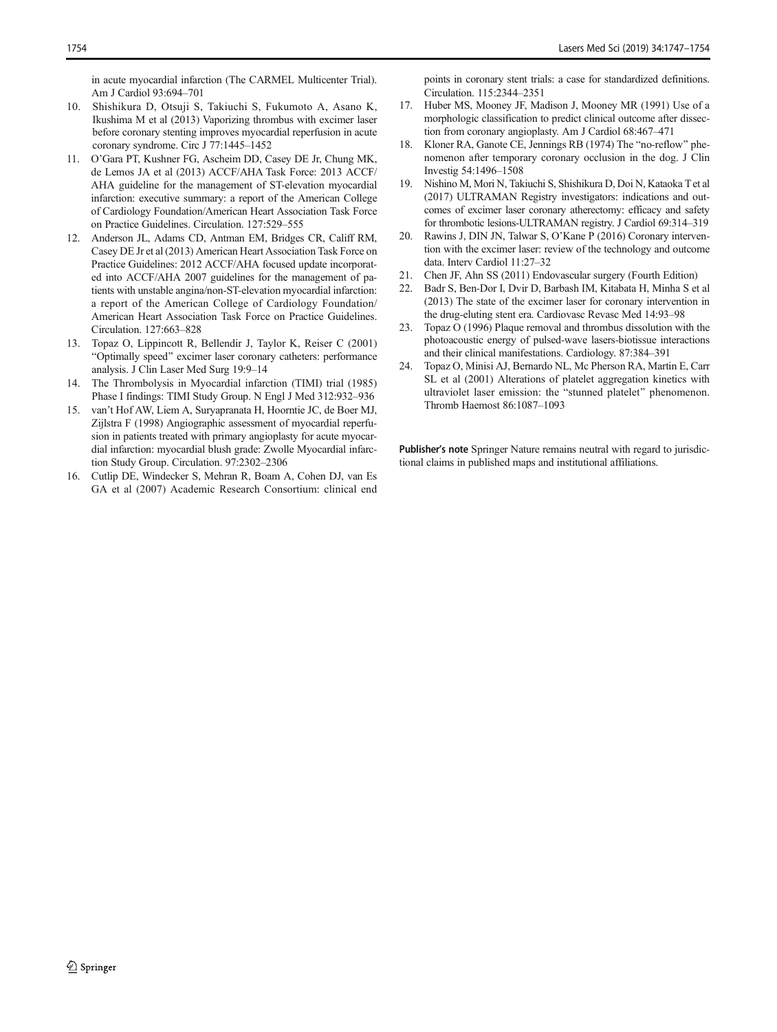in acute myocardial infarction (The CARMEL Multicenter Trial). Am J Cardiol 93:694–701

10. Shishikura D, Otsuji S, Takiuchi S, Fukumoto A, Asano K, Ikushima M et al (2013) Vaporizing thrombus with excimer laser before coronary stenting improves myocardial reperfusion in acute coronary syndrome. Circ J 77:1445–1452
11. O'Gara PT, Kushner FG, Ascheim DD, Casey DE Jr, Chung MK, de Lemos JA et al (2013) ACCF/AHA Task Force: 2013 ACCF/AHA guideline for the management of ST-elevation myocardial infarction: executive summary: a report of the American College of Cardiology Foundation/American Heart Association Task Force on Practice Guidelines. Circulation. 127:529–555
12. Anderson JL, Adams CD, Antman EM, Bridges CR, Califf RM, Casey DE Jr et al (2013) American Heart Association Task Force on Practice Guidelines: 2012 ACCF/AHA focused update incorporated into ACCF/AHA 2007 guidelines for the management of patients with unstable angina/non-ST-elevation myocardial infarction: a report of the American College of Cardiology Foundation/American Heart Association Task Force on Practice Guidelines. Circulation. 127:663–828
13. Topaz O, Lippincott R, Bellendir J, Taylor K, Reiser C (2001) "Optimally speed" excimer laser coronary catheters: performance analysis. J Clin Laser Med Surg 19:9–14
14. The Thrombolysis in Myocardial infarction (TIMI) trial (1985) Phase I findings: TIMI Study Group. N Engl J Med 312:932–936
15. van't Hof AW, Liem A, Suryapranata H, Hoorntie JC, de Boer MJ, Zijlstra F (1998) Angiographic assessment of myocardial reperfusion in patients treated with primary angioplasty for acute myocardial infarction: myocardial blush grade: Zwolle Myocardial infarction Study Group. Circulation. 97:2302–2306
16. Cutlip DE, Windecker S, Mehran R, Boam A, Cohen DJ, van Es GA et al (2007) Academic Research Consortium: clinical end points in coronary stent trials: a case for standardized definitions. Circulation. 115:2344–2351
17. Huber MS, Mooney JF, Madison J, Mooney MR (1991) Use of a morphologic classification to predict clinical outcome after dissection from coronary angioplasty. Am J Cardiol 68:467–471
18. Kloner RA, Ganote CE, Jennings RB (1974) The "no-reflow" phenomenon after temporary coronary occlusion in the dog. J Clin Investig 54:1496–1508
19. Nishino M, Mori N, Takiuchi S, Shishikura D, Doi N, Kataoka T et al (2017) ULTRAMAN Registry investigators: indications and outcomes of excimer laser coronary atherectomy: efficacy and safety for thrombotic lesions-ULTRAMAN registry. J Cardiol 69:314–319
20. Rawins J, DIN JN, Talwar S, O'Kane P (2016) Coronary intervention with the excimer laser: review of the technology and outcome data. Interv Cardiol 11:27–32
21. Chen JF, Ahn SS (2011) Endovascular surgery (Fourth Edition)
22. Badr S, Ben-Dor I, Dvir D, Barbash IM, Kitabata H, Minha S et al (2013) The state of the excimer laser for coronary intervention in the drug-eluting stent era. Cardiovasc Revasc Med 14:93–98
23. Topaz O (1996) Plaque removal and thrombus dissolution with the photoacoustic energy of pulsed-wave lasers-biotissue interactions and their clinical manifestations. Cardiology. 87:384–391
24. Topaz O, Minisi AJ, Bernardo NL, Mc Pherson RA, Martin E, Carr SL et al (2001) Alterations of platelet aggregation kinetics with ultraviolet laser emission: the "stunned platelet" phenomenon. Thromb Haemost 86:1087–1093

**Publisher's note** Springer Nature remains neutral with regard to jurisdictional claims in published maps and institutional affiliations.